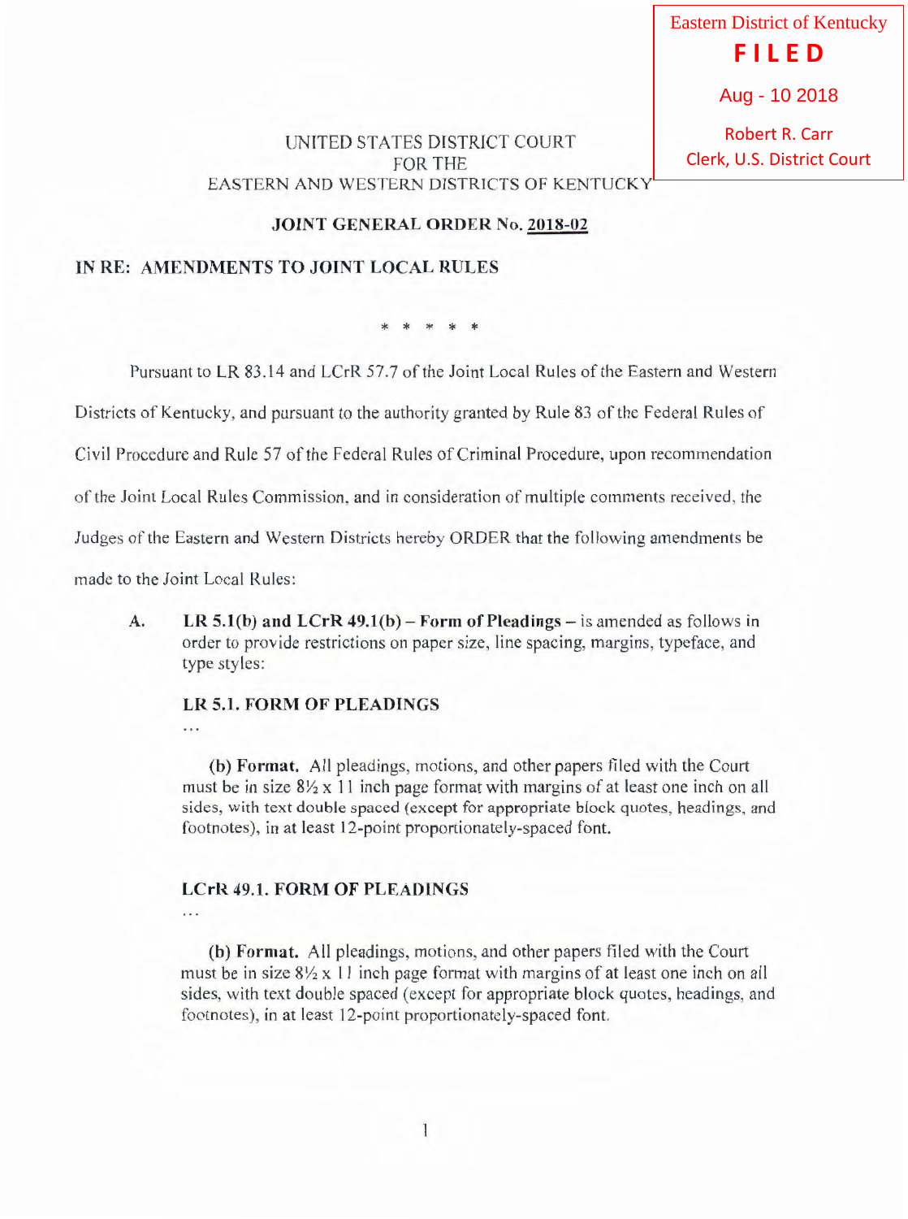Eastern District of Kentucky
**FILED**
Aug - 10 2018
Robert R. Carr
Clerk, U.S. District Court

UNITED STATES DISTRICT COURT
FOR THE
EASTERN AND WESTERN DISTRICTS OF KENTUCKY

**JOINT GENERAL ORDER No. 2018-02**

**IN RE: AMENDMENTS TO JOINT LOCAL RULES**

\* \* \* \* \*

Pursuant to LR 83.14 and LCrR 57.7 of the Joint Local Rules of the Eastern and Western Districts of Kentucky, and pursuant to the authority granted by Rule 83 of the Federal Rules of Civil Procedure and Rule 57 of the Federal Rules of Criminal Procedure, upon recommendation of the Joint Local Rules Commission, and in consideration of multiple comments received, the Judges of the Eastern and Western Districts hereby ORDER that the following amendments be made to the Joint Local Rules:

**A.** **LR 5.1(b) and LCrR 49.1(b) – Form of Pleadings** – is amended as follows in order to provide restrictions on paper size, line spacing, margins, typeface, and type styles:

**LR 5.1. FORM OF PLEADINGS**

...

**(b) Format.** All pleadings, motions, and other papers filed with the Court must be in size 8½ x 11 inch page format with margins of at least one inch on all sides, with text double spaced (except for appropriate block quotes, headings, and footnotes), in at least 12-point proportionately-spaced font.

**LCrR 49.1. FORM OF PLEADINGS**

...

**(b) Format.** All pleadings, motions, and other papers filed with the Court must be in size 8½ x 11 inch page format with margins of at least one inch on all sides, with text double spaced (except for appropriate block quotes, headings, and footnotes), in at least 12-point proportionately-spaced font.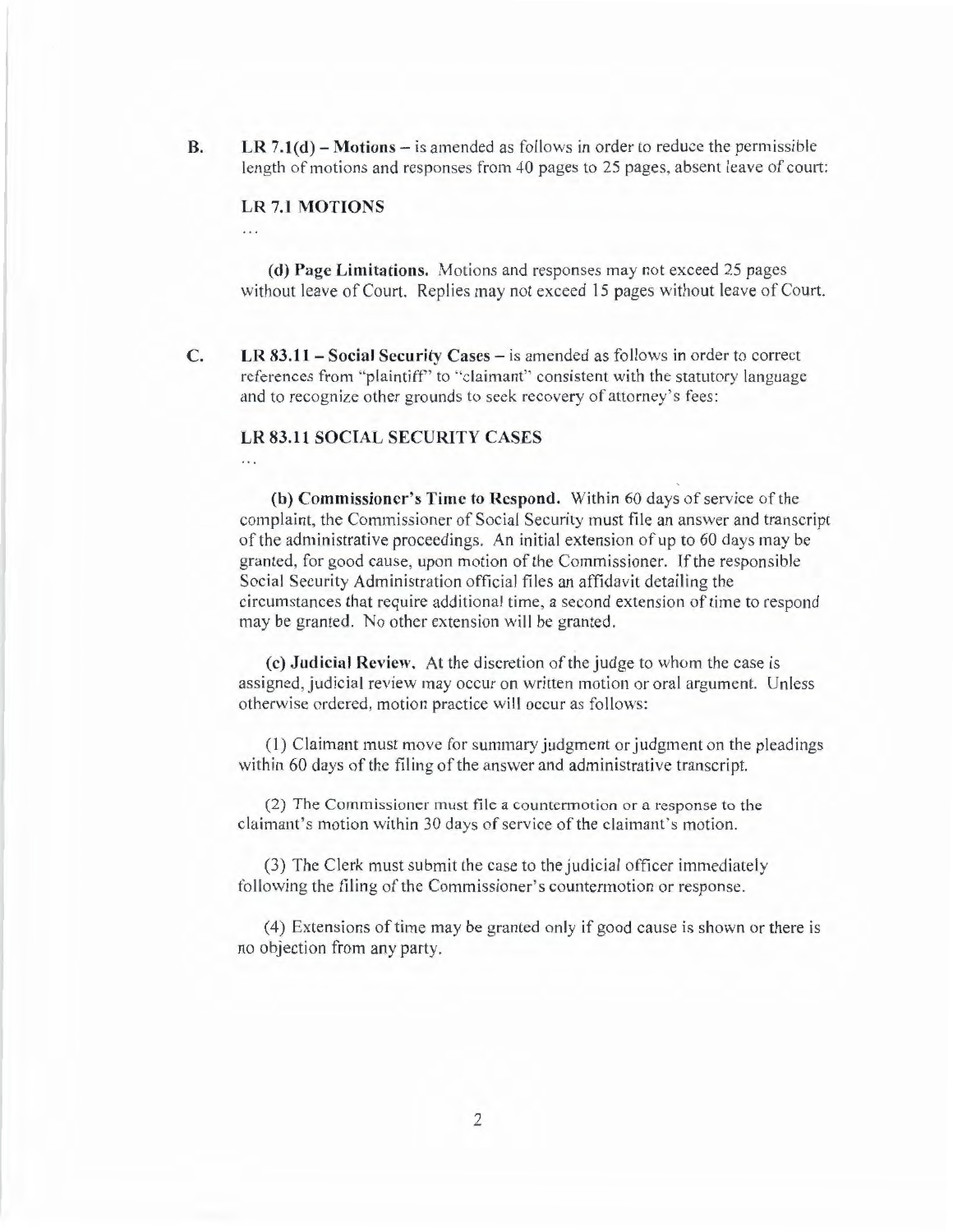**B.** **LR 7.1(d) – Motions** – is amended as follows in order to reduce the permissible length of motions and responses from 40 pages to 25 pages, absent leave of court:

**LR 7.1 MOTIONS**

...

**(d) Page Limitations.** Motions and responses may not exceed 25 pages without leave of Court. Replies may not exceed 15 pages without leave of Court.

**C.** **LR 83.11 – Social Security Cases** – is amended as follows in order to correct references from "plaintiff" to "claimant" consistent with the statutory language and to recognize other grounds to seek recovery of attorney's fees:

**LR 83.11 SOCIAL SECURITY CASES**

...

**(b) Commissioner's Time to Respond.** Within 60 days of service of the complaint, the Commissioner of Social Security must file an answer and transcript of the administrative proceedings. An initial extension of up to 60 days may be granted, for good cause, upon motion of the Commissioner. If the responsible Social Security Administration official files an affidavit detailing the circumstances that require additional time, a second extension of time to respond may be granted. No other extension will be granted.

**(c) Judicial Review.** At the discretion of the judge to whom the case is assigned, judicial review may occur on written motion or oral argument. Unless otherwise ordered, motion practice will occur as follows:

(1) Claimant must move for summary judgment or judgment on the pleadings within 60 days of the filing of the answer and administrative transcript.

(2) The Commissioner must file a countermotion or a response to the claimant's motion within 30 days of service of the claimant's motion.

(3) The Clerk must submit the case to the judicial officer immediately following the filing of the Commissioner's countermotion or response.

(4) Extensions of time may be granted only if good cause is shown or there is no objection from any party.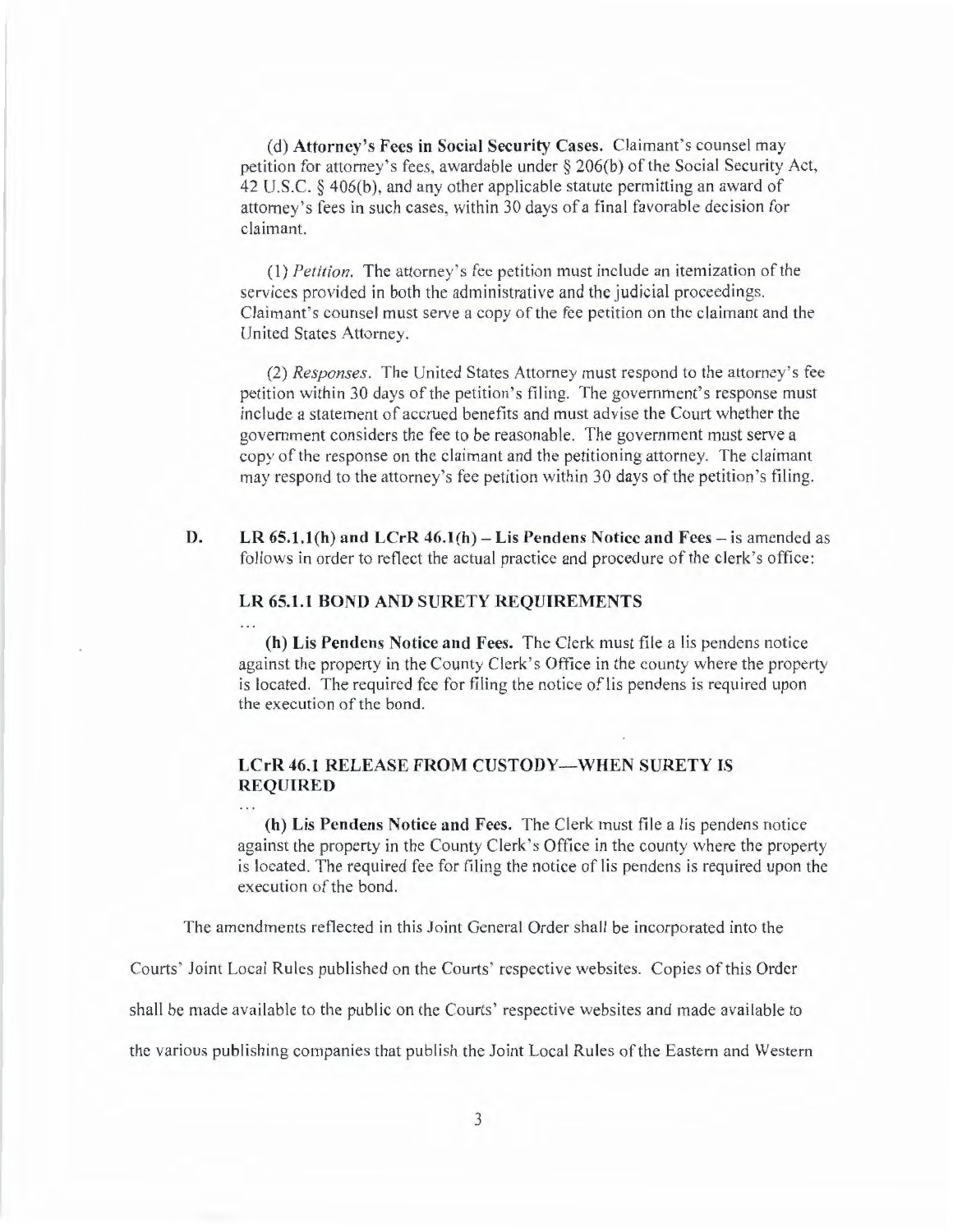(d) **Attorney's Fees in Social Security Cases.** Claimant's counsel may petition for attorney's fees, awardable under § 206(b) of the Social Security Act, 42 U.S.C. § 406(b), and any other applicable statute permitting an award of attorney's fees in such cases, within 30 days of a final favorable decision for claimant.

(1) *Petition.* The attorney's fee petition must include an itemization of the services provided in both the administrative and the judicial proceedings. Claimant's counsel must serve a copy of the fee petition on the claimant and the United States Attorney.

(2) *Responses.* The United States Attorney must respond to the attorney's fee petition within 30 days of the petition's filing. The government's response must include a statement of accrued benefits and must advise the Court whether the government considers the fee to be reasonable. The government must serve a copy of the response on the claimant and the petitioning attorney. The claimant may respond to the attorney's fee petition within 30 days of the petition's filing.

D. **LR 65.1.1(h) and LCrR 46.1(h) – Lis Pendens Notice and Fees** – is amended as follows in order to reflect the actual practice and procedure of the clerk's office:

**LR 65.1.1 BOND AND SURETY REQUIREMENTS**

...

**(h) Lis Pendens Notice and Fees.** The Clerk must file a lis pendens notice against the property in the County Clerk's Office in the county where the property is located. The required fee for filing the notice of lis pendens is required upon the execution of the bond.

**LCrR 46.1 RELEASE FROM CUSTODY—WHEN SURETY IS REQUIRED**

...

**(h) Lis Pendens Notice and Fees.** The Clerk must file a lis pendens notice against the property in the County Clerk's Office in the county where the property is located. The required fee for filing the notice of lis pendens is required upon the execution of the bond.

The amendments reflected in this Joint General Order shall be incorporated into the Courts' Joint Local Rules published on the Courts' respective websites. Copies of this Order shall be made available to the public on the Courts' respective websites and made available to the various publishing companies that publish the Joint Local Rules of the Eastern and Western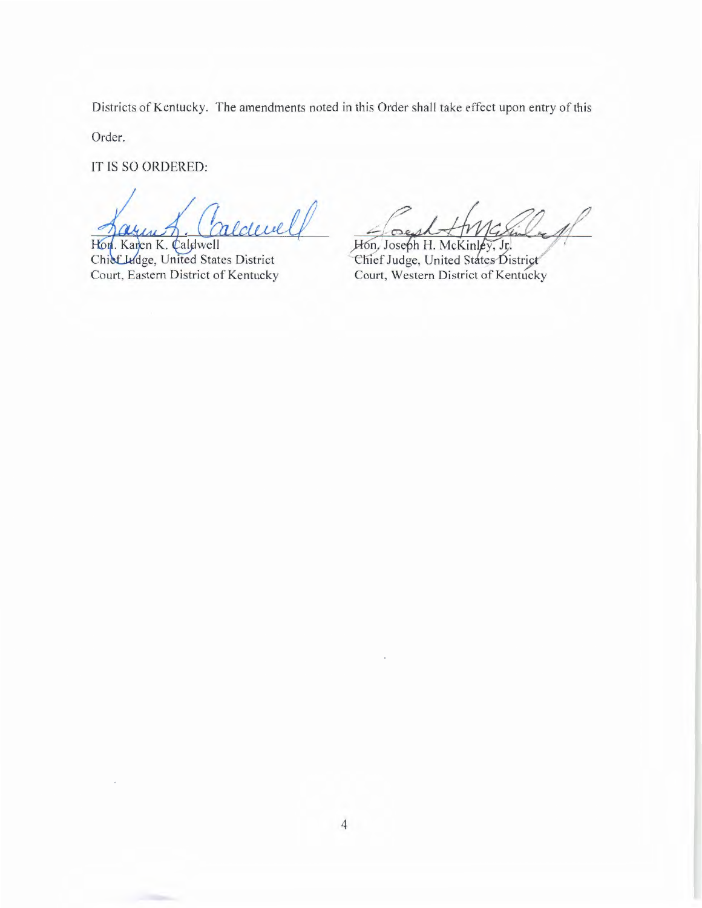Districts of Kentucky. The amendments noted in this Order shall take effect upon entry of this Order.

IT IS SO ORDERED:

Hon. Karen K. Caldwell
Chief Judge, United States District Court, Eastern District of Kentucky

Hon. Joseph H. McKinley, Jr.
Chief Judge, United States District Court, Western District of Kentucky